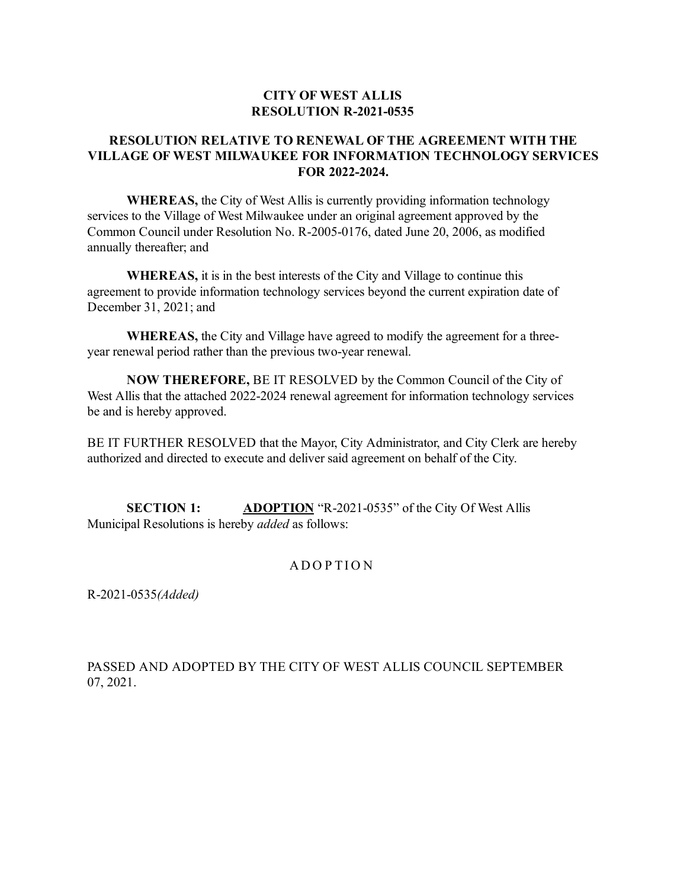# CITY OF WEST ALLIS
# RESOLUTION R-2021-0535

## RESOLUTION RELATIVE TO RENEWAL OF THE AGREEMENT WITH THE VILLAGE OF WEST MILWAUKEE FOR INFORMATION TECHNOLOGY SERVICES FOR 2022-2024.

**WHEREAS,** the City of West Allis is currently providing information technology services to the Village of West Milwaukee under an original agreement approved by the Common Council under Resolution No. R-2005-0176, dated June 20, 2006, as modified annually thereafter; and

**WHEREAS,** it is in the best interests of the City and Village to continue this agreement to provide information technology services beyond the current expiration date of December 31, 2021; and

**WHEREAS,** the City and Village have agreed to modify the agreement for a three-year renewal period rather than the previous two-year renewal.

**NOW THEREFORE,** BE IT RESOLVED by the Common Council of the City of West Allis that the attached 2022-2024 renewal agreement for information technology services be and is hereby approved.

BE IT FURTHER RESOLVED that the Mayor, City Administrator, and City Clerk are hereby authorized and directed to execute and deliver said agreement on behalf of the City.

**SECTION 1:** **ADOPTION** "R-2021-0535" of the City Of West Allis Municipal Resolutions is hereby *added* as follows:

A D O P T I O N

R-2021-0535*(Added)*

PASSED AND ADOPTED BY THE CITY OF WEST ALLIS COUNCIL SEPTEMBER 07, 2021.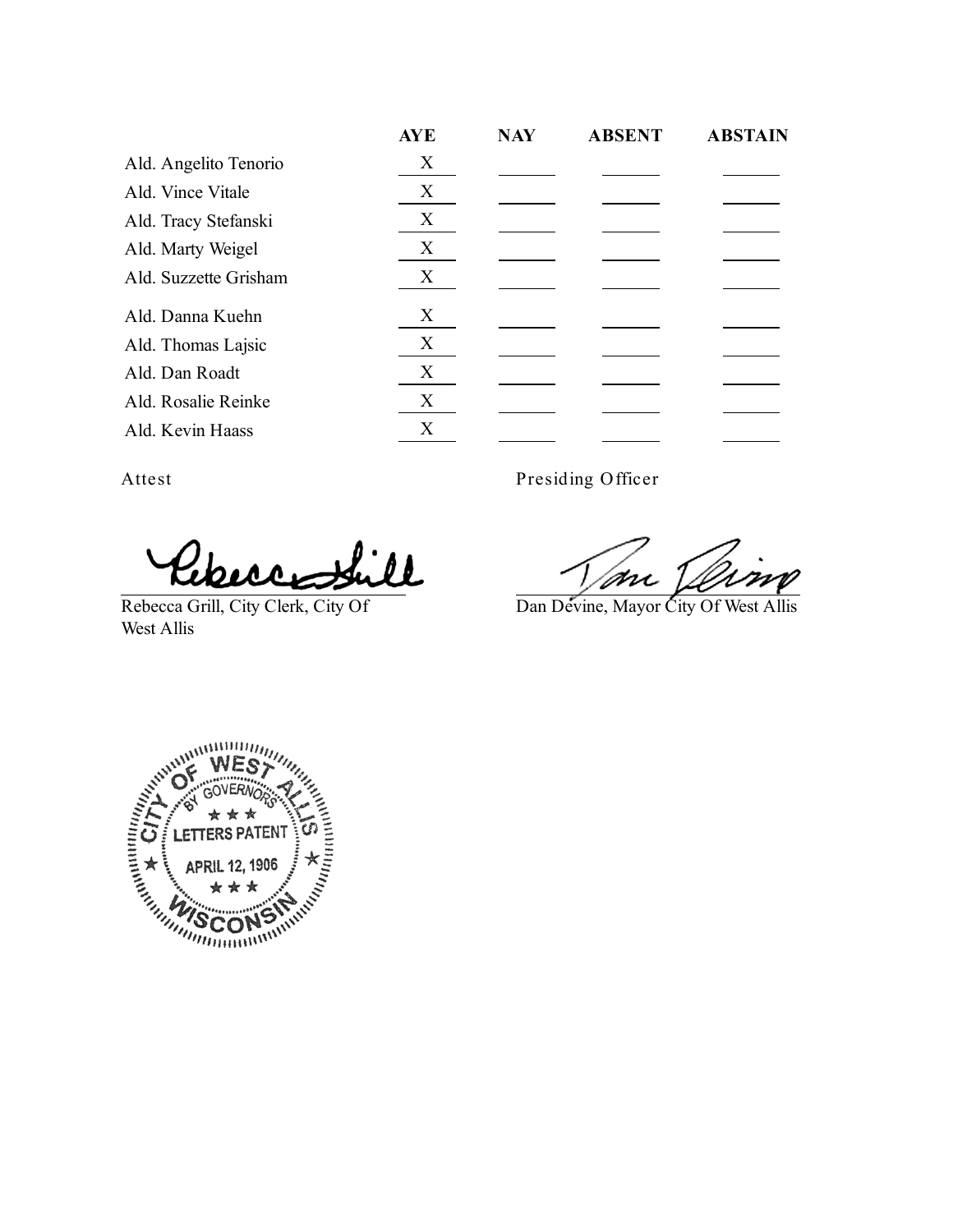| | AYE | NAY | ABSENT | ABSTAIN |
|---|---|---|---|---|
| Ald. Angelito Tenorio | X | | | |
| Ald. Vince Vitale | X | | | |
| Ald. Tracy Stefanski | X | | | |
| Ald. Marty Weigel | X | | | |
| Ald. Suzzette Grisham | X | | | |
| Ald. Danna Kuehn | X | | | |
| Ald. Thomas Lajsic | X | | | |
| Ald. Dan Roadt | X | | | |
| Ald. Rosalie Reinke | X | | | |
| Ald. Kevin Haass | X | | | |

Attest

Rebecca Grill, City Clerk, City Of West Allis

Presiding Officer

Dan Devine, Mayor City Of West Allis

CITY OF WEST ALLIS
BY GOVERNORS
★ ★ ★
LETTERS PATENT
APRIL 12, 1906
★ ★ ★
WISCONSIN